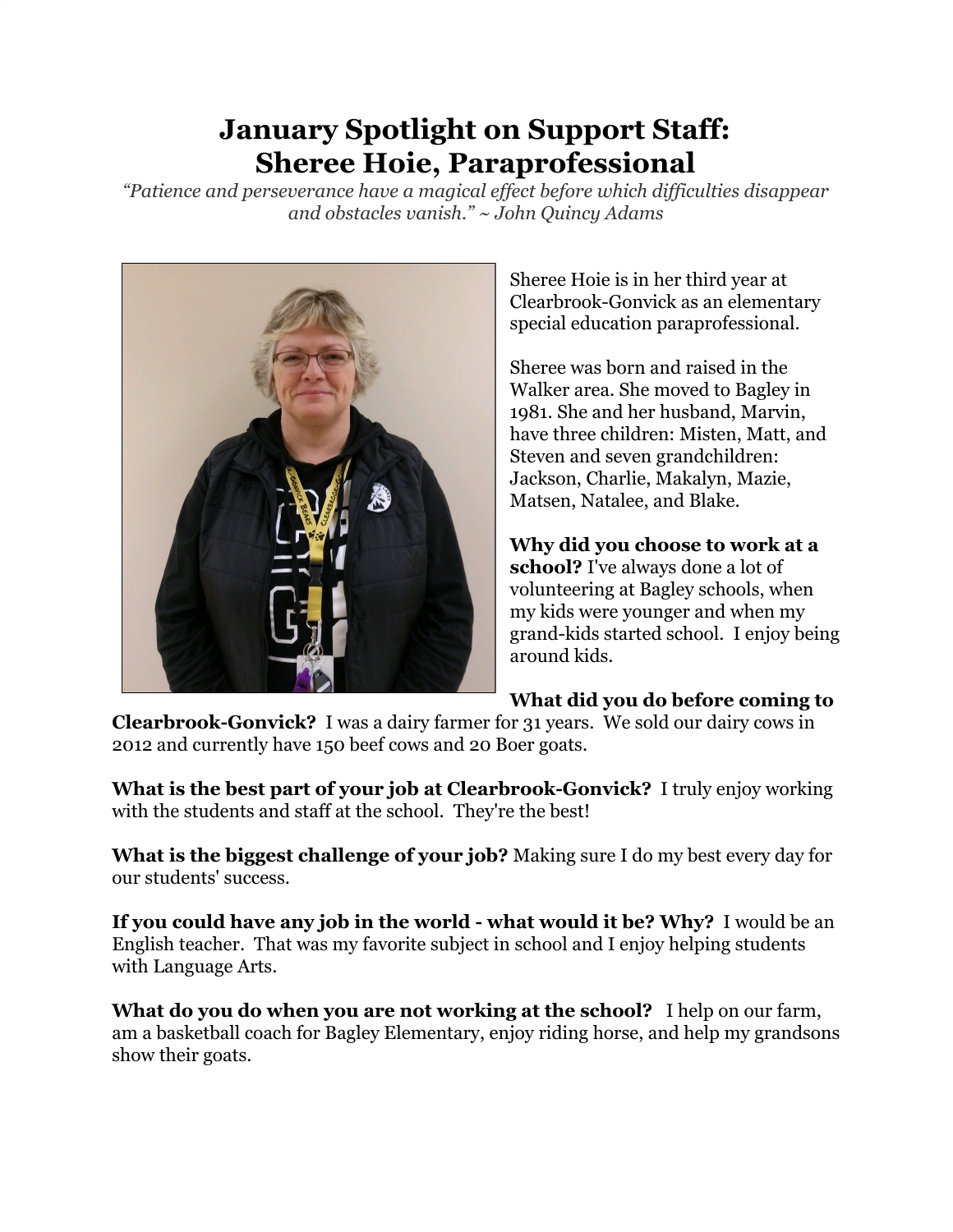# January Spotlight on Support Staff: Sheree Hoie, Paraprofessional

*"Patience and perseverance have a magical effect before which difficulties disappear and obstacles vanish." ~ John Quincy Adams*

Sheree Hoie is in her third year at Clearbrook-Gonvick as an elementary special education paraprofessional.

Sheree was born and raised in the Walker area. She moved to Bagley in 1981. She and her husband, Marvin, have three children: Misten, Matt, and Steven and seven grandchildren: Jackson, Charlie, Makalyn, Mazie, Matsen, Natalee, and Blake.

**Why did you choose to work at a school?** I've always done a lot of volunteering at Bagley schools, when my kids were younger and when my grand-kids started school. I enjoy being around kids.

**What did you do before coming to Clearbrook-Gonvick?** I was a dairy farmer for 31 years. We sold our dairy cows in 2012 and currently have 150 beef cows and 20 Boer goats.

**What is the best part of your job at Clearbrook-Gonvick?** I truly enjoy working with the students and staff at the school. They're the best!

**What is the biggest challenge of your job?** Making sure I do my best every day for our students' success.

**If you could have any job in the world - what would it be? Why?** I would be an English teacher. That was my favorite subject in school and I enjoy helping students with Language Arts.

**What do you do when you are not working at the school?** I help on our farm, am a basketball coach for Bagley Elementary, enjoy riding horse, and help my grandsons show their goats.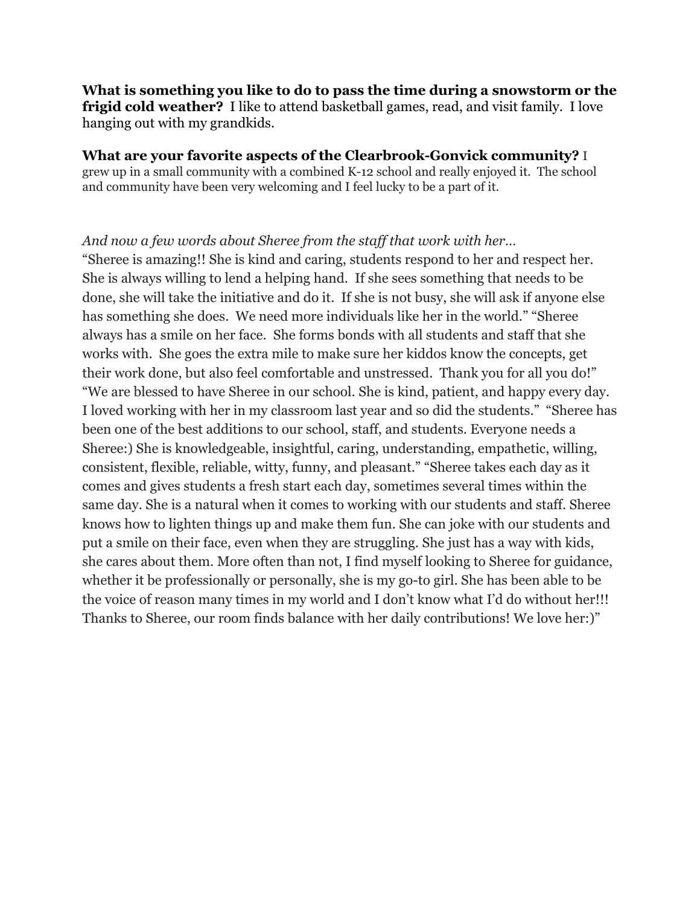**What is something you like to do to pass the time during a snowstorm or the frigid cold weather?** I like to attend basketball games, read, and visit family. I love hanging out with my grandkids.

**What are your favorite aspects of the Clearbrook-Gonvick community?** I grew up in a small community with a combined K-12 school and really enjoyed it. The school and community have been very welcoming and I feel lucky to be a part of it.

*And now a few words about Sheree from the staff that work with her…*

"Sheree is amazing!! She is kind and caring, students respond to her and respect her. She is always willing to lend a helping hand. If she sees something that needs to be done, she will take the initiative and do it. If she is not busy, she will ask if anyone else has something she does. We need more individuals like her in the world." "Sheree always has a smile on her face. She forms bonds with all students and staff that she works with. She goes the extra mile to make sure her kiddos know the concepts, get their work done, but also feel comfortable and unstressed. Thank you for all you do!" "We are blessed to have Sheree in our school. She is kind, patient, and happy every day. I loved working with her in my classroom last year and so did the students." "Sheree has been one of the best additions to our school, staff, and students. Everyone needs a Sheree:) She is knowledgeable, insightful, caring, understanding, empathetic, willing, consistent, flexible, reliable, witty, funny, and pleasant." "Sheree takes each day as it comes and gives students a fresh start each day, sometimes several times within the same day. She is a natural when it comes to working with our students and staff. Sheree knows how to lighten things up and make them fun. She can joke with our students and put a smile on their face, even when they are struggling. She just has a way with kids, she cares about them. More often than not, I find myself looking to Sheree for guidance, whether it be professionally or personally, she is my go-to girl. She has been able to be the voice of reason many times in my world and I don't know what I'd do without her!!! Thanks to Sheree, our room finds balance with her daily contributions! We love her:)"